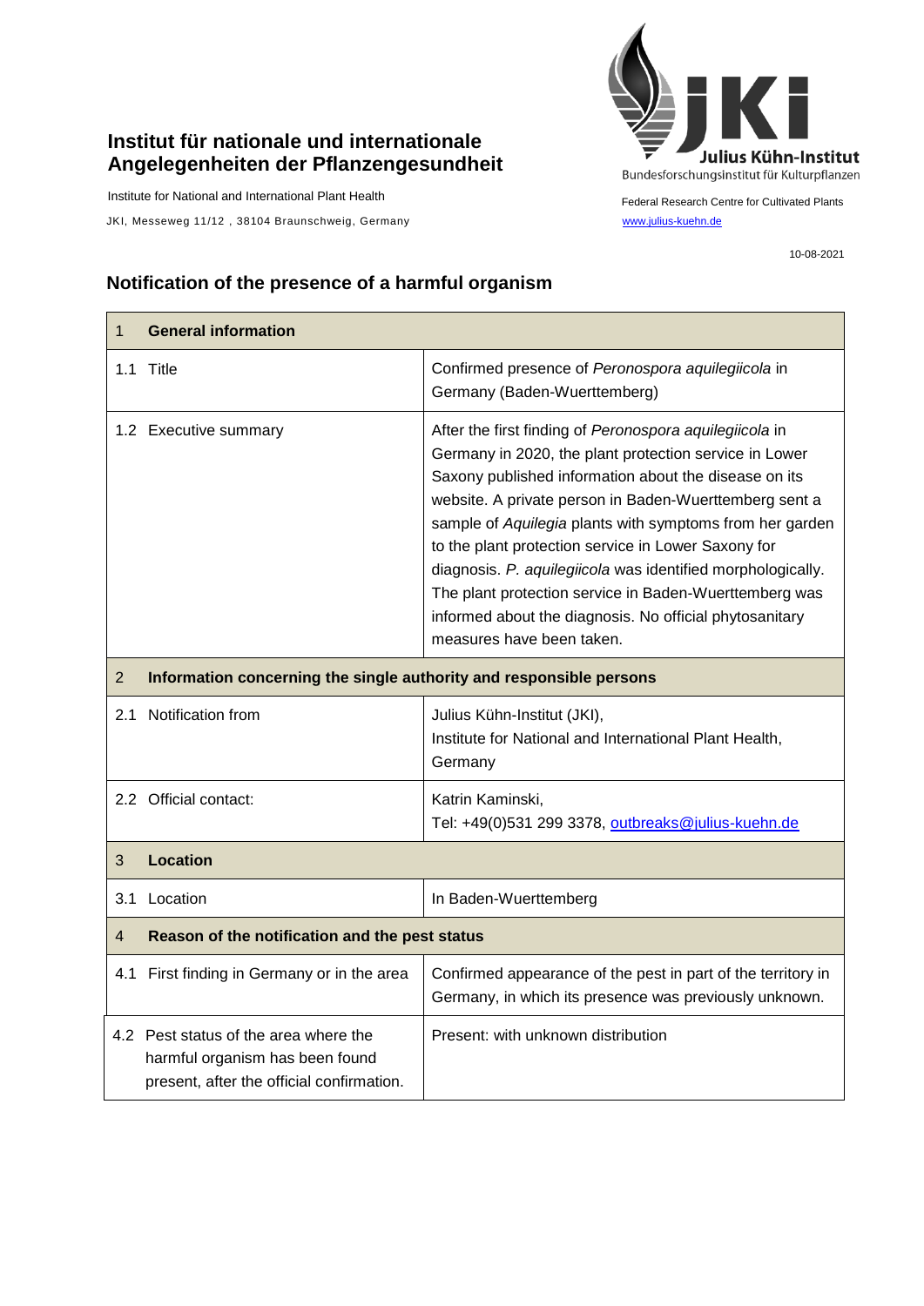**Institut für nationale und internationale Angelegenheiten der Pflanzengesundheit**

Institute for National and International Plant Health

JKI, Messeweg 11/12 , 38104 Braunschweig, Germany

Julius Kühn-Institut
Bundesforschungsinstitut für Kulturpflanzen

Federal Research Centre for Cultivated Plants

www.julius-kuehn.de

10-08-2021

## Notification of the presence of a harmful organism

| 1 General information | |
|---|---|
| 1.1 Title | Confirmed presence of *Peronospora aquilegiicola* in Germany (Baden-Wuerttemberg) |
| 1.2 Executive summary | After the first finding of *Peronospora aquilegiicola* in Germany in 2020, the plant protection service in Lower Saxony published information about the disease on its website. A private person in Baden-Wuerttemberg sent a sample of *Aquilegia* plants with symptoms from her garden to the plant protection service in Lower Saxony for diagnosis. *P. aquilegiicola* was identified morphologically. The plant protection service in Baden-Wuerttemberg was informed about the diagnosis. No official phytosanitary measures have been taken. |
| **2 Information concerning the single authority and responsible persons** | |
| 2.1 Notification from | Julius Kühn-Institut (JKI),<br>Institute for National and International Plant Health, Germany |
| 2.2 Official contact: | Katrin Kaminski,<br>Tel: +49(0)531 299 3378, outbreaks@julius-kuehn.de |
| **3 Location** | |
| 3.1 Location | In Baden-Wuerttemberg |
| **4 Reason of the notification and the pest status** | |
| 4.1 First finding in Germany or in the area | Confirmed appearance of the pest in part of the territory in Germany, in which its presence was previously unknown. |
| 4.2 Pest status of the area where the harmful organism has been found present, after the official confirmation. | Present: with unknown distribution |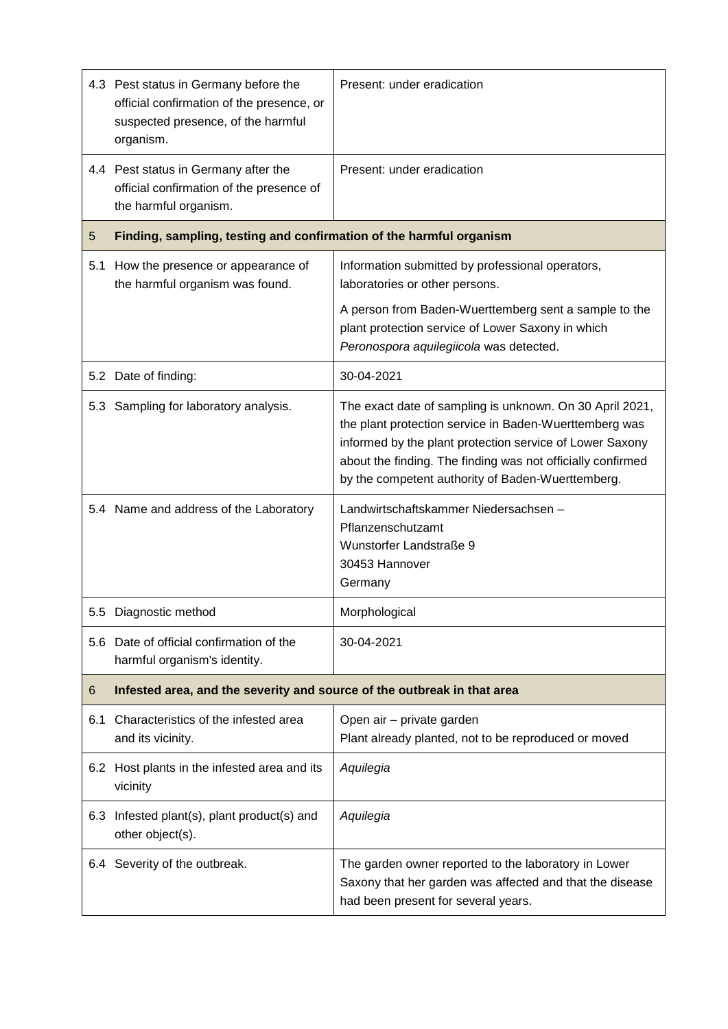| | | |
|---|---|---|
| 4.3 | Pest status in Germany before the official confirmation of the presence, or suspected presence, of the harmful organism. | Present: under eradication |
| 4.4 | Pest status in Germany after the official confirmation of the presence of the harmful organism. | Present: under eradication |
| **5** | **Finding, sampling, testing and confirmation of the harmful organism** | |
| 5.1 | How the presence or appearance of the harmful organism was found. | Information submitted by professional operators, laboratories or other persons.<br><br>A person from Baden-Wuerttemberg sent a sample to the plant protection service of Lower Saxony in which *Peronospora aquilegiicola* was detected. |
| 5.2 | Date of finding: | 30-04-2021 |
| 5.3 | Sampling for laboratory analysis. | The exact date of sampling is unknown. On 30 April 2021, the plant protection service in Baden-Wuerttemberg was informed by the plant protection service of Lower Saxony about the finding. The finding was not officially confirmed by the competent authority of Baden-Wuerttemberg. |
| 5.4 | Name and address of the Laboratory | Landwirtschaftskammer Niedersachsen – Pflanzenschutzamt<br>Wunstorfer Landstraße 9<br>30453 Hannover<br>Germany |
| 5.5 | Diagnostic method | Morphological |
| 5.6 | Date of official confirmation of the harmful organism's identity. | 30-04-2021 |
| **6** | **Infested area, and the severity and source of the outbreak in that area** | |
| 6.1 | Characteristics of the infested area and its vicinity. | Open air – private garden<br>Plant already planted, not to be reproduced or moved |
| 6.2 | Host plants in the infested area and its vicinity | *Aquilegia* |
| 6.3 | Infested plant(s), plant product(s) and other object(s). | *Aquilegia* |
| 6.4 | Severity of the outbreak. | The garden owner reported to the laboratory in Lower Saxony that her garden was affected and that the disease had been present for several years. |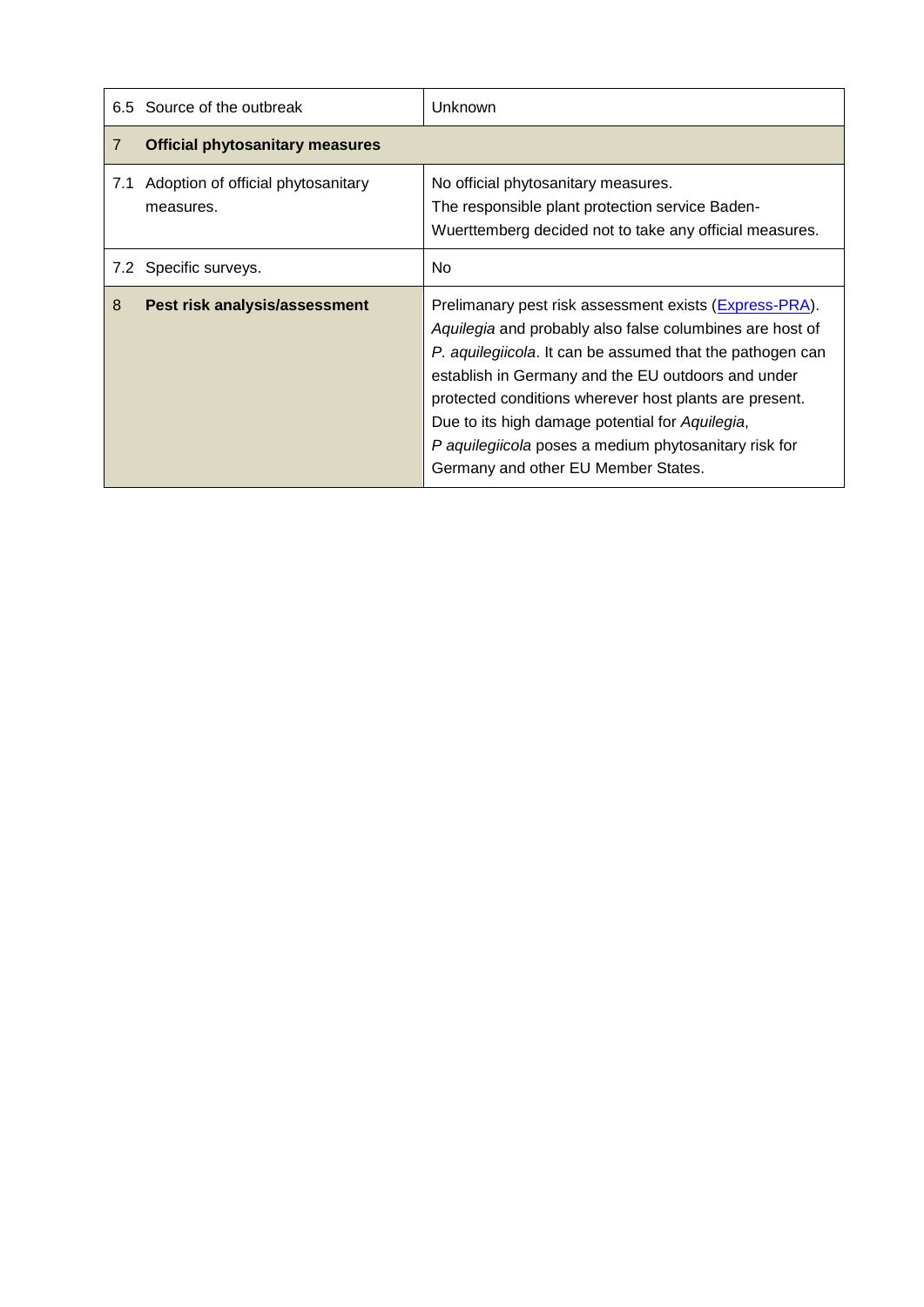| | |
|---|---|
| 6.5 Source of the outbreak | Unknown |
| **7 Official phytosanitary measures** | |
| 7.1 Adoption of official phytosanitary measures. | No official phytosanitary measures.<br>The responsible plant protection service Baden-Wuerttemberg decided not to take any official measures. |
| 7.2 Specific surveys. | No |
| **8 Pest risk analysis/assessment** | Prelimanary pest risk assessment exists ([Express-PRA](Express-PRA)).<br>*Aquilegia* and probably also false columbines are host of *P. aquilegiicola*. It can be assumed that the pathogen can establish in Germany and the EU outdoors and under protected conditions wherever host plants are present. Due to its high damage potential for *Aquilegia*, *P aquilegiicola* poses a medium phytosanitary risk for Germany and other EU Member States. |